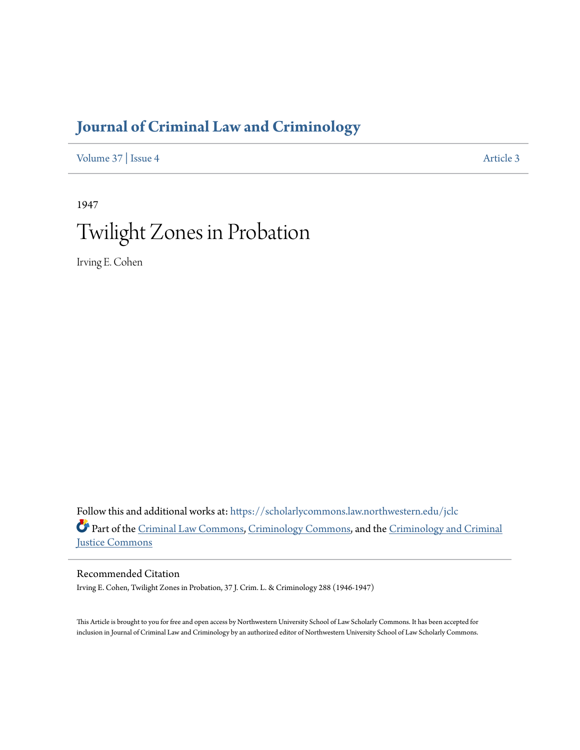# Journal of Criminal Law and Criminology

Volume 37 | Issue 4 Article 3

1947

## Twilight Zones in Probation

Irving E. Cohen

Follow this and additional works at: https://scholarlycommons.law.northwestern.edu/jclc

Part of the Criminal Law Commons, Criminology Commons, and the Criminology and Criminal Justice Commons

### Recommended Citation

Irving E. Cohen, Twilight Zones in Probation, 37 J. Crim. L. & Criminology 288 (1946-1947)

This Article is brought to you for free and open access by Northwestern University School of Law Scholarly Commons. It has been accepted for inclusion in Journal of Criminal Law and Criminology by an authorized editor of Northwestern University School of Law Scholarly Commons.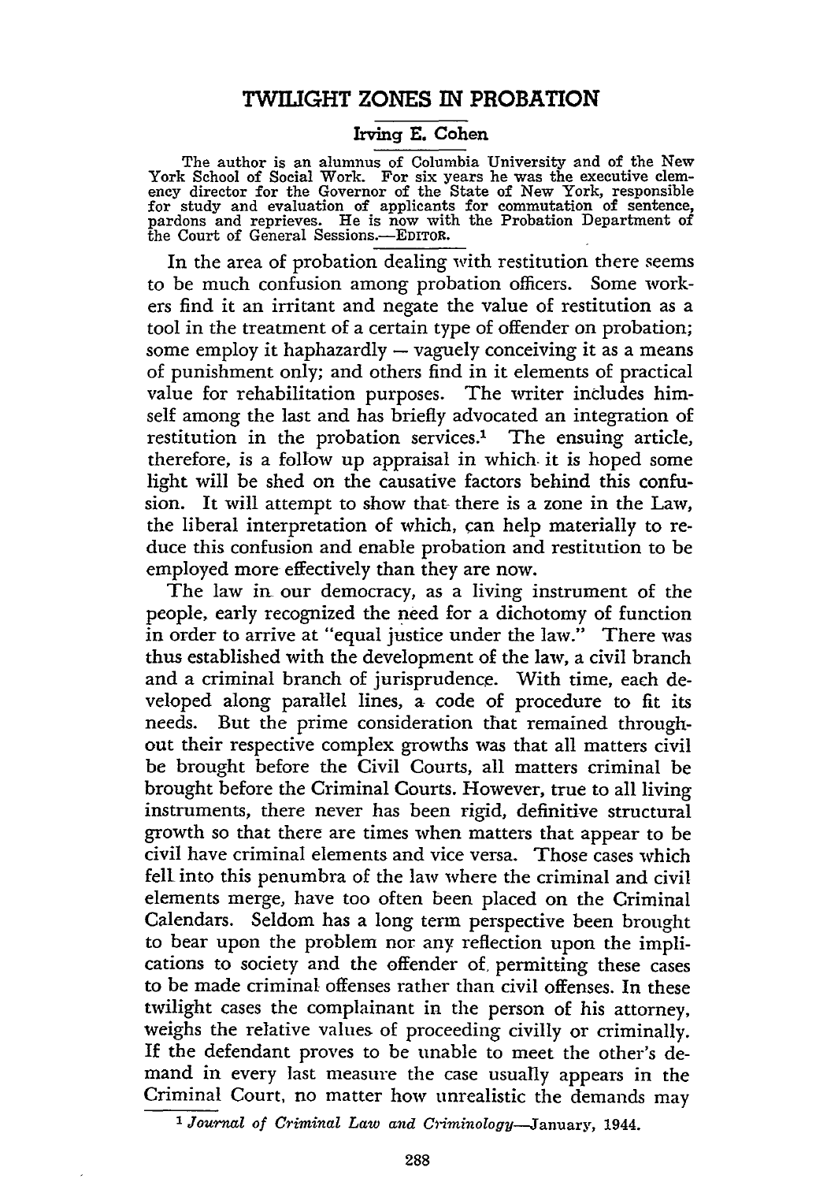# TWILIGHT ZONES IN PROBATION

### Irving E. Cohen

The author is an alumnus of Columbia University and of the New York School of Social Work. For six years he was the executive clemency director for the Governor of the State of New York, responsible for study and evaluation of applicants for commutation of sentence, pardons and reprieves. He is now with the Probation Department of the Court of General Sessions.—EDITOR.

In the area of probation dealing with restitution there seems to be much confusion among probation officers. Some workers find it an irritant and negate the value of restitution as a tool in the treatment of a certain type of offender on probation; some employ it haphazardly — vaguely conceiving it as a means of punishment only; and others find in it elements of practical value for rehabilitation purposes. The writer includes himself among the last and has briefly advocated an integration of restitution in the probation services.[1] The ensuing article, therefore, is a follow up appraisal in which it is hoped some light will be shed on the causative factors behind this confusion. It will attempt to show that there is a zone in the Law, the liberal interpretation of which, can help materially to reduce this confusion and enable probation and restitution to be employed more effectively than they are now.

The law in our democracy, as a living instrument of the people, early recognized the need for a dichotomy of function in order to arrive at "equal justice under the law." There was thus established with the development of the law, a civil branch and a criminal branch of jurisprudence. With time, each developed along parallel lines, a code of procedure to fit its needs. But the prime consideration that remained throughout their respective complex growths was that all matters civil be brought before the Civil Courts, all matters criminal be brought before the Criminal Courts. However, true to all living instruments, there never has been rigid, definitive structural growth so that there are times when matters that appear to be civil have criminal elements and vice versa. Those cases which fell into this penumbra of the law where the criminal and civil elements merge, have too often been placed on the Criminal Calendars. Seldom has a long term perspective been brought to bear upon the problem nor any reflection upon the implications to society and the offender of permitting these cases to be made criminal offenses rather than civil offenses. In these twilight cases the complainant in the person of his attorney, weighs the relative values of proceeding civilly or criminally. If the defendant proves to be unable to meet the other's demand in every last measure the case usually appears in the Criminal Court, no matter how unrealistic the demands may

[1] *Journal of Criminal Law and Criminology*—January, 1944.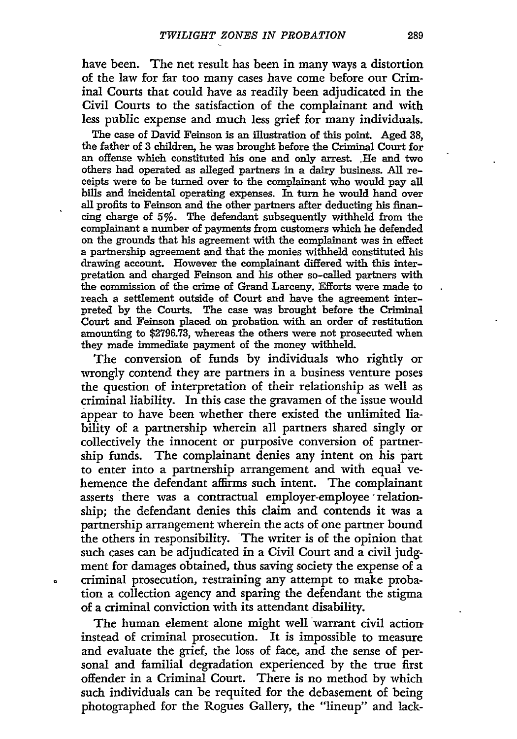have been. The net result has been in many ways a distortion of the law for far too many cases have come before our Criminal Courts that could have as readily been adjudicated in the Civil Courts to the satisfaction of the complainant and with less public expense and much less grief for many individuals.

The case of David Feinson is an illustration of this point. Aged 38, the father of 3 children, he was brought before the Criminal Court for an offense which constituted his one and only arrest. He and two others had operated as alleged partners in a dairy business. All receipts were to be turned over to the complainant who would pay all bills and incidental operating expenses. In turn he would hand over all profits to Feinson and the other partners after deducting his financing charge of 5%. The defendant subsequently withheld from the complainant a number of payments from customers which he defended on the grounds that his agreement with the complainant was in effect a partnership agreement and that the monies withheld constituted his drawing account. However the complainant differed with this interpretation and charged Feinson and his other so-called partners with the commission of the crime of Grand Larceny. Efforts were made to reach a settlement outside of Court and have the agreement interpreted by the Courts. The case was brought before the Criminal Court and Feinson placed on probation with an order of restitution amounting to $2796.73, whereas the others were not prosecuted when they made immediate payment of the money withheld.

The conversion of funds by individuals who rightly or wrongly contend they are partners in a business venture poses the question of interpretation of their relationship as well as criminal liability. In this case the gravamen of the issue would appear to have been whether there existed the unlimited liability of a partnership wherein all partners shared singly or collectively the innocent or purposive conversion of partnership funds. The complainant denies any intent on his part to enter into a partnership arrangement and with equal vehemence the defendant affirms such intent. The complainant asserts there was a contractual employer-employee relationship; the defendant denies this claim and contends it was a partnership arrangement wherein the acts of one partner bound the others in responsibility. The writer is of the opinion that such cases can be adjudicated in a Civil Court and a civil judgment for damages obtained, thus saving society the expense of a criminal prosecution, restraining any attempt to make probation a collection agency and sparing the defendant the stigma of a criminal conviction with its attendant disability.

The human element alone might well warrant civil action instead of criminal prosecution. It is impossible to measure and evaluate the grief, the loss of face, and the sense of personal and familial degradation experienced by the true first offender in a Criminal Court. There is no method by which such individuals can be requited for the debasement of being photographed for the Rogues Gallery, the "lineup" and lack-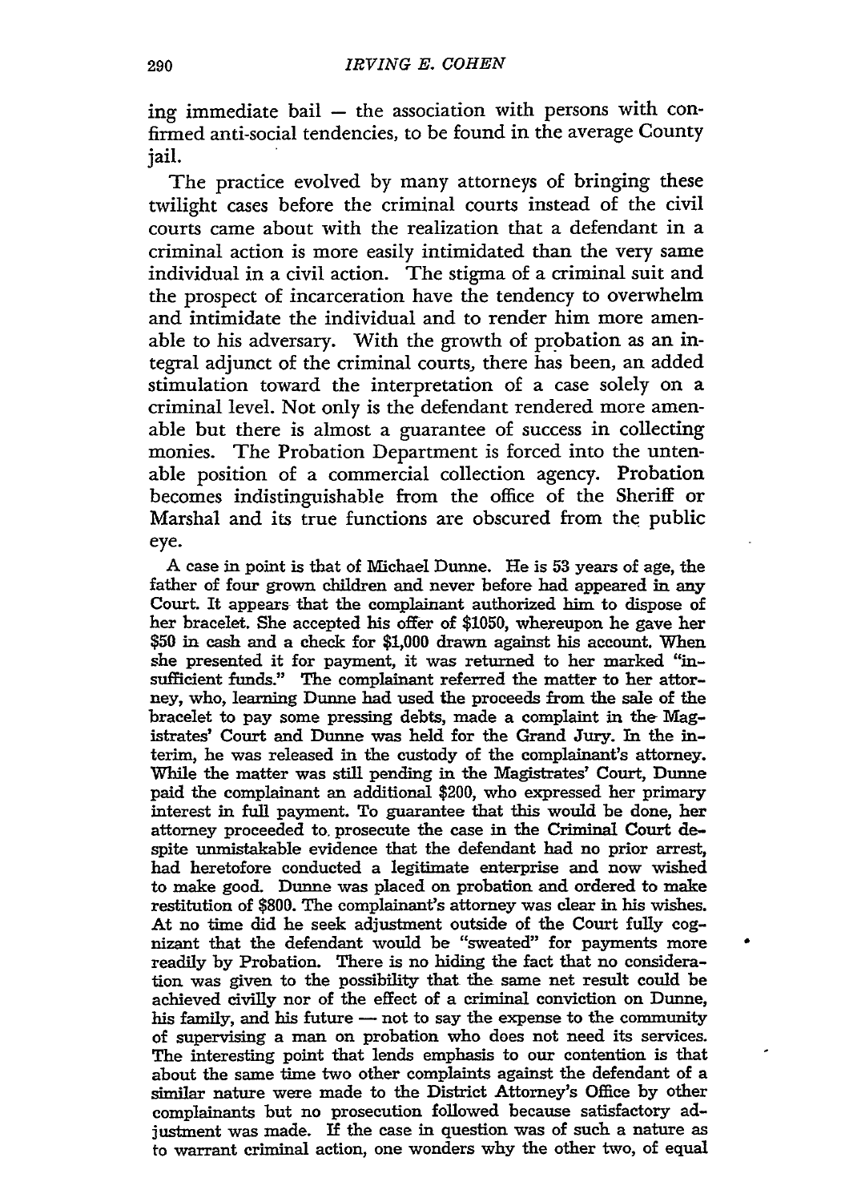ing immediate bail — the association with persons with confirmed anti-social tendencies, to be found in the average County jail.

The practice evolved by many attorneys of bringing these twilight cases before the criminal courts instead of the civil courts came about with the realization that a defendant in a criminal action is more easily intimidated than the very same individual in a civil action. The stigma of a criminal suit and the prospect of incarceration have the tendency to overwhelm and intimidate the individual and to render him more amenable to his adversary. With the growth of probation as an integral adjunct of the criminal courts, there has been, an added stimulation toward the interpretation of a case solely on a criminal level. Not only is the defendant rendered more amenable but there is almost a guarantee of success in collecting monies. The Probation Department is forced into the untenable position of a commercial collection agency. Probation becomes indistinguishable from the office of the Sheriff or Marshal and its true functions are obscured from the public eye.

A case in point is that of Michael Dunne. He is 53 years of age, the father of four grown children and never before had appeared in any Court. It appears that the complainant authorized him to dispose of her bracelet. She accepted his offer of $1050, whereupon he gave her $50 in cash and a check for $1,000 drawn against his account. When she presented it for payment, it was returned to her marked "insufficient funds." The complainant referred the matter to her attorney, who, learning Dunne had used the proceeds from the sale of the bracelet to pay some pressing debts, made a complaint in the Magistrates' Court and Dunne was held for the Grand Jury. In the interim, he was released in the custody of the complainant's attorney. While the matter was still pending in the Magistrates' Court, Dunne paid the complainant an additional $200, who expressed her primary interest in full payment. To guarantee that this would be done, her attorney proceeded to prosecute the case in the Criminal Court despite unmistakable evidence that the defendant had no prior arrest, had heretofore conducted a legitimate enterprise and now wished to make good. Dunne was placed on probation and ordered to make restitution of $800. The complainant's attorney was clear in his wishes. At no time did he seek adjustment outside of the Court fully cognizant that the defendant would be "sweated" for payments more readily by Probation. There is no hiding the fact that no consideration was given to the possibility that the same net result could be achieved civilly nor of the effect of a criminal conviction on Dunne, his family, and his future — not to say the expense to the community of supervising a man on probation who does not need its services. The interesting point that lends emphasis to our contention is that about the same time two other complaints against the defendant of a similar nature were made to the District Attorney's Office by other complainants but no prosecution followed because satisfactory adjustment was made. If the case in question was of such a nature as to warrant criminal action, one wonders why the other two, of equal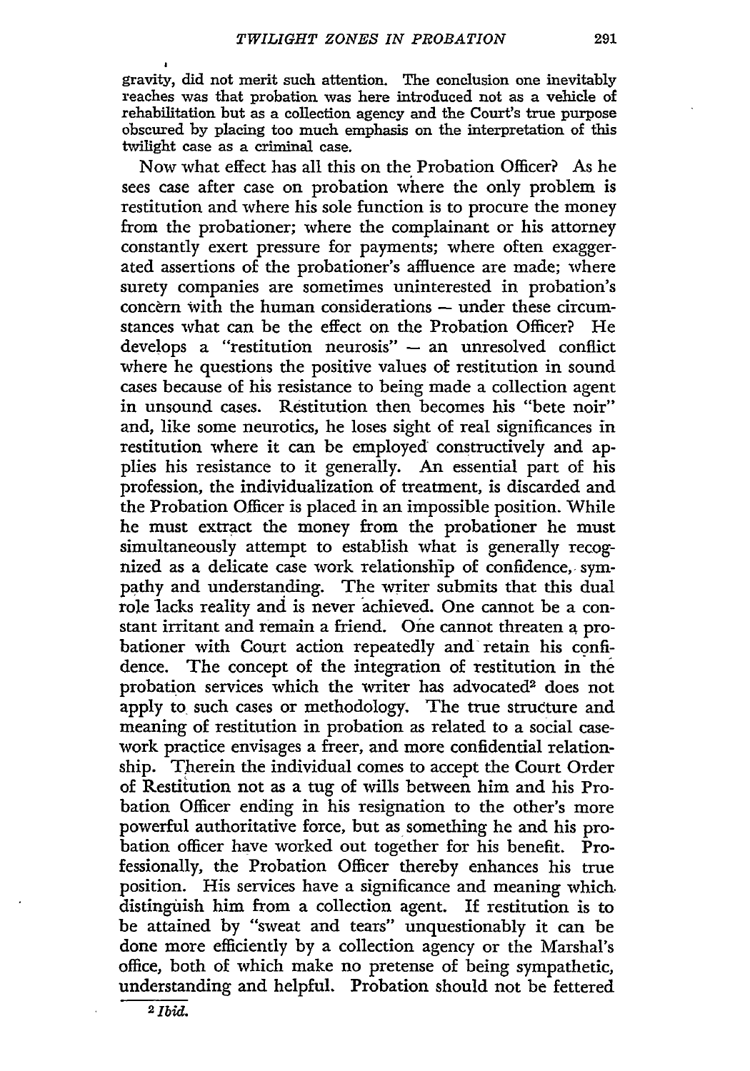gravity, did not merit such attention. The conclusion one inevitably reaches was that probation was here introduced not as a vehicle of rehabilitation but as a collection agency and the Court's true purpose obscured by placing too much emphasis on the interpretation of this twilight case as a criminal case.

Now what effect has all this on the Probation Officer? As he sees case after case on probation where the only problem is restitution and where his sole function is to procure the money from the probationer; where the complainant or his attorney constantly exert pressure for payments; where often exaggerated assertions of the probationer's affluence are made; where surety companies are sometimes uninterested in probation's concern with the human considerations — under these circumstances what can be the effect on the Probation Officer? He develops a "restitution neurosis" — an unresolved conflict where he questions the positive values of restitution in sound cases because of his resistance to being made a collection agent in unsound cases. Restitution then becomes his "bete noir" and, like some neurotics, he loses sight of real significances in restitution where it can be employed constructively and applies his resistance to it generally. An essential part of his profession, the individualization of treatment, is discarded and the Probation Officer is placed in an impossible position. While he must extract the money from the probationer he must simultaneously attempt to establish what is generally recognized as a delicate case work relationship of confidence, sympathy and understanding. The writer submits that this dual role lacks reality and is never achieved. One cannot be a constant irritant and remain a friend. One cannot threaten a probationer with Court action repeatedly and retain his confidence. The concept of the integration of restitution in the probation services which the writer has advocated[2] does not apply to such cases or methodology. The true structure and meaning of restitution in probation as related to a social casework practice envisages a freer, and more confidential relationship. Therein the individual comes to accept the Court Order of Restitution not as a tug of wills between him and his Probation Officer ending in his resignation to the other's more powerful authoritative force, but as something he and his probation officer have worked out together for his benefit. Professionally, the Probation Officer thereby enhances his true position. His services have a significance and meaning which distinguish him from a collection agent. If restitution is to be attained by "sweat and tears" unquestionably it can be done more efficiently by a collection agency or the Marshal's office, both of which make no pretense of being sympathetic, understanding and helpful. Probation should not be fettered

[2] *Ibid.*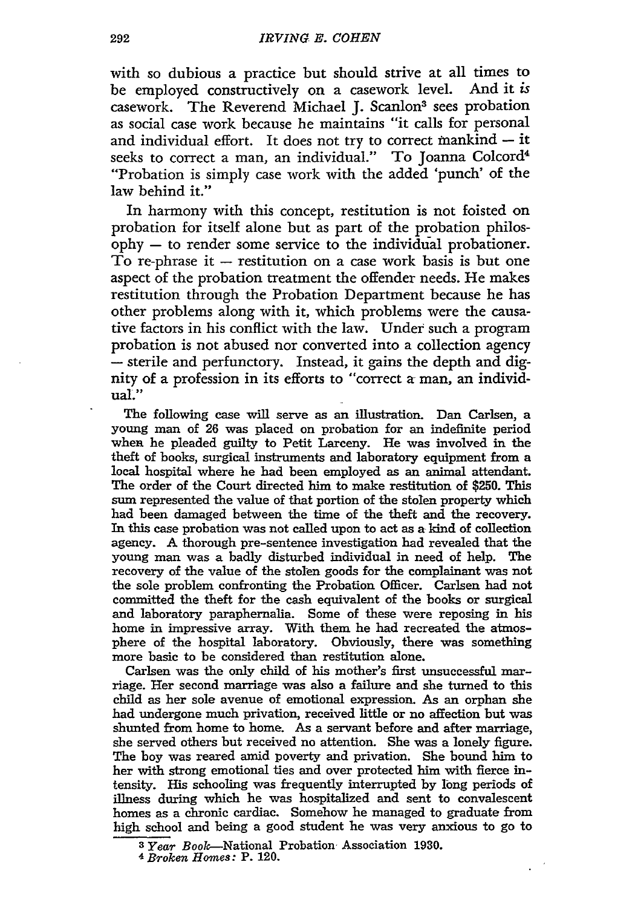with so dubious a practice but should strive at all times to be employed constructively on a casework level. And it *is* casework. The Reverend Michael J. Scanlon[3] sees probation as social case work because he maintains "it calls for personal and individual effort. It does not try to correct mankind — it seeks to correct a man, an individual." To Joanna Colcord[4] "Probation is simply case work with the added 'punch' of the law behind it."

In harmony with this concept, restitution is not foisted on probation for itself alone but as part of the probation philosophy — to render some service to the individual probationer. To re-phrase it — restitution on a case work basis is but one aspect of the probation treatment the offender needs. He makes restitution through the Probation Department because he has other problems along with it, which problems were the causative factors in his conflict with the law. Under such a program probation is not abused nor converted into a collection agency — sterile and perfunctory. Instead, it gains the depth and dignity of a profession in its efforts to "correct a man, an individual."

The following case will serve as an illustration. Dan Carlsen, a young man of 26 was placed on probation for an indefinite period when he pleaded guilty to Petit Larceny. He was involved in the theft of books, surgical instruments and laboratory equipment from a local hospital where he had been employed as an animal attendant. The order of the Court directed him to make restitution of $250. This sum represented the value of that portion of the stolen property which had been damaged between the time of the theft and the recovery. In this case probation was not called upon to act as a kind of collection agency. A thorough pre-sentence investigation had revealed that the young man was a badly disturbed individual in need of help. The recovery of the value of the stolen goods for the complainant was not the sole problem confronting the Probation Officer. Carlsen had not committed the theft for the cash equivalent of the books or surgical and laboratory paraphernalia. Some of these were reposing in his home in impressive array. With them he had recreated the atmosphere of the hospital laboratory. Obviously, there was something more basic to be considered than restitution alone.

Carlsen was the only child of his mother's first unsuccessful marriage. Her second marriage was also a failure and she turned to this child as her sole avenue of emotional expression. As an orphan she had undergone much privation, received little or no affection but was shunted from home to home. As a servant before and after marriage, she served others but received no attention. She was a lonely figure. The boy was reared amid poverty and privation. She bound him to her with strong emotional ties and over protected him with fierce intensity. His schooling was frequently interrupted by long periods of illness during which he was hospitalized and sent to convalescent homes as a chronic cardiac. Somehow he managed to graduate from high school and being a good student he was very anxious to go to

[3] *Year Book*—National Probation Association 1930.

[4] *Broken Homes:* P. 120.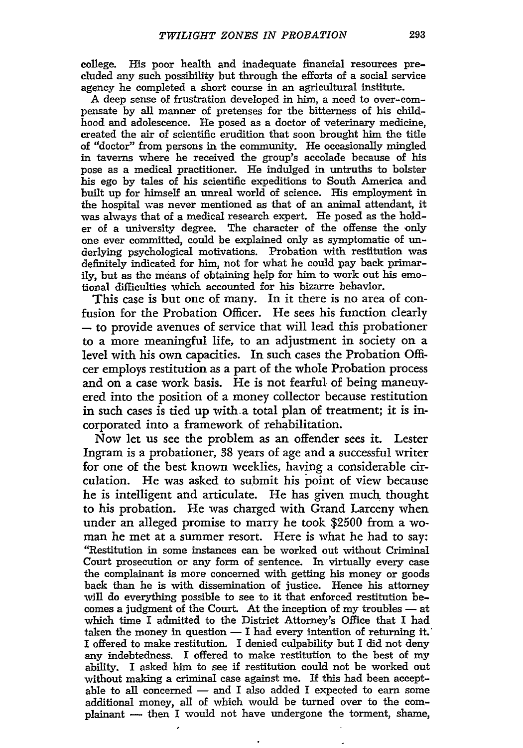college. His poor health and inadequate financial resources precluded any such possibility but through the efforts of a social service agency he completed a short course in an agricultural institute.

A deep sense of frustration developed in him, a need to over-compensate by all manner of pretenses for the bitterness of his childhood and adolescence. He posed as a doctor of veterinary medicine, created the air of scientific erudition that soon brought him the title of "doctor" from persons in the community. He occasionally mingled in taverns where he received the group's accolade because of his pose as a medical practitioner. He indulged in untruths to bolster his ego by tales of his scientific expeditions to South America and built up for himself an unreal world of science. His employment in the hospital was never mentioned as that of an animal attendant, it was always that of a medical research expert. He posed as the holder of a university degree. The character of the offense the only one ever committed, could be explained only as symptomatic of underlying psychological motivations. Probation with restitution was definitely indicated for him, not for what he could pay back primarily, but as the means of obtaining help for him to work out his emotional difficulties which accounted for his bizarre behavior.

This case is but one of many. In it there is no area of confusion for the Probation Officer. He sees his function clearly — to provide avenues of service that will lead this probationer to a more meaningful life, to an adjustment in society on a level with his own capacities. In such cases the Probation Officer employs restitution as a part of the whole Probation process and on a case work basis. He is not fearful of being maneuvered into the position of a money collector because restitution in such cases is tied up with a total plan of treatment; it is incorporated into a framework of rehabilitation.

Now let us see the problem as an offender sees it. Lester Ingram is a probationer, 38 years of age and a successful writer for one of the best known weeklies, having a considerable circulation. He was asked to submit his point of view because he is intelligent and articulate. He has given much thought to his probation. He was charged with Grand Larceny when under an alleged promise to marry he took $2500 from a woman he met at a summer resort. Here is what he had to say:

"Restitution in some instances can be worked out without Criminal Court prosecution or any form of sentence. In virtually every case the complainant is more concerned with getting his money or goods back than he is with dissemination of justice. Hence his attorney will do everything possible to see to it that enforced restitution becomes a judgment of the Court. At the inception of my troubles — at which time I admitted to the District Attorney's Office that I had taken the money in question — I had every intention of returning it. I offered to make restitution. I denied culpability but I did not deny any indebtedness. I offered to make restitution to the best of my ability. I asked him to see if restitution could not be worked out without making a criminal case against me. If this had been acceptable to all concerned — and I also added I expected to earn some additional money, all of which would be turned over to the complainant — then I would not have undergone the torment, shame,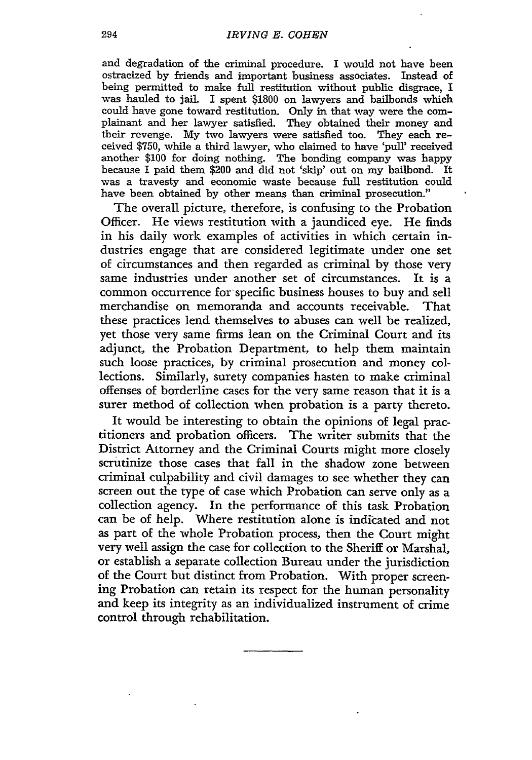and degradation of the criminal procedure. I would not have been ostracized by friends and important business associates. Instead of being permitted to make full restitution without public disgrace, I was hauled to jail. I spent $1800 on lawyers and bailbonds which could have gone toward restitution. Only in that way were the complainant and her lawyer satisfied. They obtained their money and their revenge. My two lawyers were satisfied too. They each received $750, while a third lawyer, who claimed to have 'pull' received another $100 for doing nothing. The bonding company was happy because I paid them $200 and did not 'skip' out on my bailbond. It was a travesty and economic waste because full restitution could have been obtained by other means than criminal prosecution."

The overall picture, therefore, is confusing to the Probation Officer. He views restitution with a jaundiced eye. He finds in his daily work examples of activities in which certain industries engage that are considered legitimate under one set of circumstances and then regarded as criminal by those very same industries under another set of circumstances. It is a common occurrence for specific business houses to buy and sell merchandise on memoranda and accounts receivable. That these practices lend themselves to abuses can well be realized, yet those very same firms lean on the Criminal Court and its adjunct, the Probation Department, to help them maintain such loose practices, by criminal prosecution and money collections. Similarly, surety companies hasten to make criminal offenses of borderline cases for the very same reason that it is a surer method of collection when probation is a party thereto.

It would be interesting to obtain the opinions of legal practitioners and probation officers. The writer submits that the District Attorney and the Criminal Courts might more closely scrutinize those cases that fall in the shadow zone between criminal culpability and civil damages to see whether they can screen out the type of case which Probation can serve only as a collection agency. In the performance of this task Probation can be of help. Where restitution alone is indicated and not as part of the whole Probation process, then the Court might very well assign the case for collection to the Sheriff or Marshal, or establish a separate collection Bureau under the jurisdiction of the Court but distinct from Probation. With proper screening Probation can retain its respect for the human personality and keep its integrity as an individualized instrument of crime control through rehabilitation.